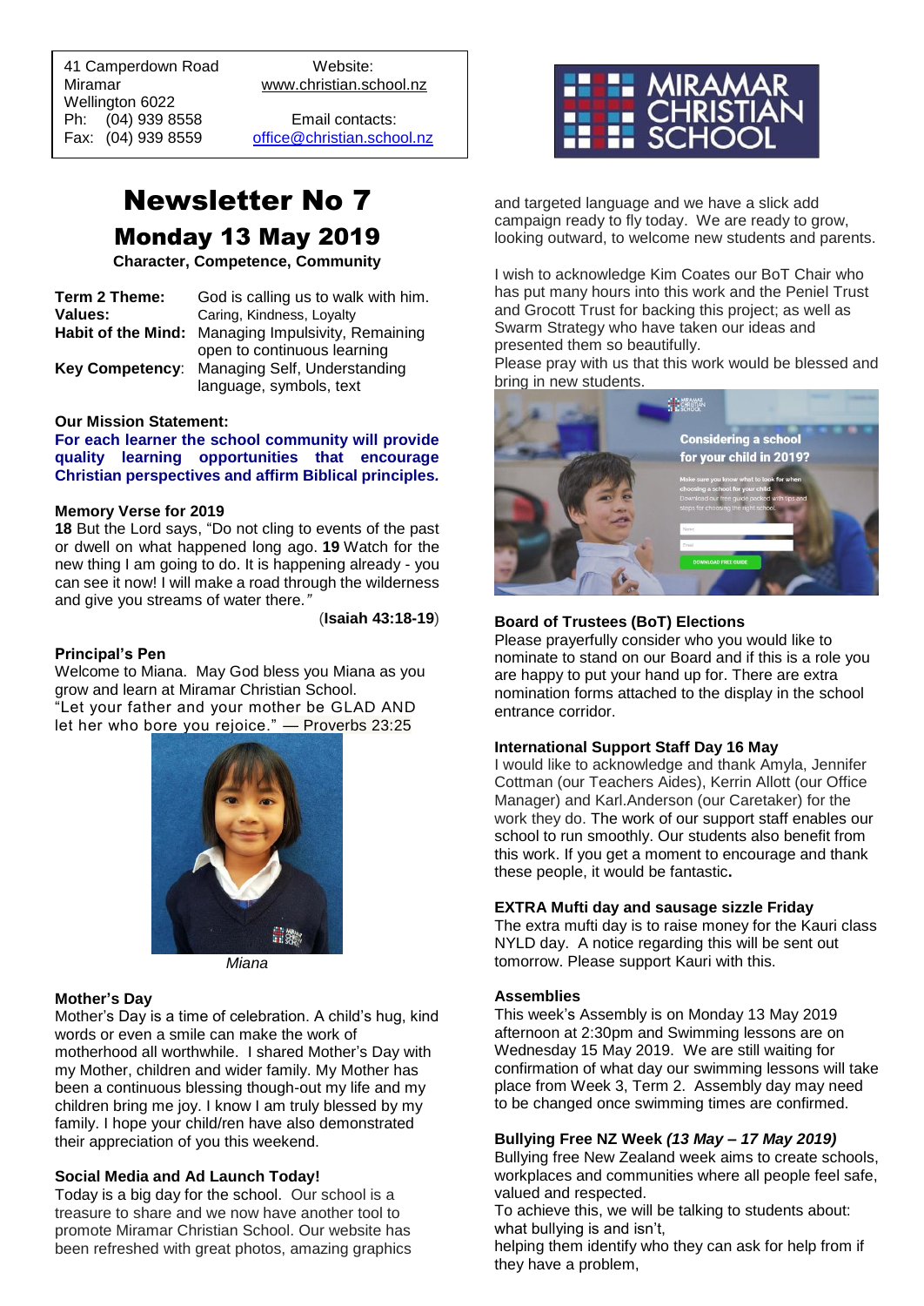41 Camperdown Road
Miramar
Wellington 6022
Ph: (04) 939 8558
Fax: (04) 939 8559

Website:
www.christian.school.nz

Email contacts:
office@christian.school.nz

# Newsletter No 7

## Monday 13 May 2019

**Character, Competence, Community**

| | |
|---|---|
| **Term 2 Theme:** | God is calling us to walk with him. |
| **Values:** | Caring, Kindness, Loyalty |
| **Habit of the Mind:** | Managing Impulsivity, Remaining open to continuous learning |
| **Key Competency:** | Managing Self, Understanding language, symbols, text |

### Our Mission Statement:

**For each learner the school community will provide quality learning opportunities that encourage Christian perspectives and affirm Biblical principles.**

### Memory Verse for 2019

**18** But the Lord says, "Do not cling to events of the past or dwell on what happened long ago. **19** Watch for the new thing I am going to do. It is happening already - you can see it now! I will make a road through the wilderness and give you streams of water there.*"*

(**Isaiah 43:18-19**)

### Principal's Pen

Welcome to Miana. May God bless you Miana as you grow and learn at Miramar Christian School.
"Let your father and your mother be GLAD AND let her who bore you rejoice." — Proverbs 23:25

*Miana*

### Mother's Day

Mother's Day is a time of celebration. A child's hug, kind words or even a smile can make the work of motherhood all worthwhile. I shared Mother's Day with my Mother, children and wider family. My Mother has been a continuous blessing though-out my life and my children bring me joy. I know I am truly blessed by my family. I hope your child/ren have also demonstrated their appreciation of you this weekend.

### Social Media and Ad Launch Today!

Today is a big day for the school. Our school is a treasure to share and we now have another tool to promote Miramar Christian School. Our website has been refreshed with great photos, amazing graphics and targeted language and we have a slick add campaign ready to fly today. We are ready to grow, looking outward, to welcome new students and parents.

I wish to acknowledge Kim Coates our BoT Chair who has put many hours into this work and the Peniel Trust and Grocott Trust for backing this project; as well as Swarm Strategy who have taken our ideas and presented them so beautifully.
Please pray with us that this work would be blessed and bring in new students.

### Board of Trustees (BoT) Elections

Please prayerfully consider who you would like to nominate to stand on our Board and if this is a role you are happy to put your hand up for. There are extra nomination forms attached to the display in the school entrance corridor.

### International Support Staff Day 16 May

I would like to acknowledge and thank Amyla, Jennifer Cottman (our Teachers Aides), Kerrin Allott (our Office Manager) and Karl.Anderson (our Caretaker) for the work they do. The work of our support staff enables our school to run smoothly. Our students also benefit from this work. If you get a moment to encourage and thank these people, it would be fantastic**.**

### EXTRA Mufti day and sausage sizzle Friday

The extra mufti day is to raise money for the Kauri class NYLD day. A notice regarding this will be sent out tomorrow. Please support Kauri with this.

### Assemblies

This week's Assembly is on Monday 13 May 2019 afternoon at 2:30pm and Swimming lessons are on Wednesday 15 May 2019. We are still waiting for confirmation of what day our swimming lessons will take place from Week 3, Term 2. Assembly day may need to be changed once swimming times are confirmed.

### Bullying Free NZ Week *(13 May – 17 May 2019)*

Bullying free New Zealand week aims to create schools, workplaces and communities where all people feel safe, valued and respected.
To achieve this, we will be talking to students about:
what bullying is and isn't,
helping them identify who they can ask for help from if they have a problem,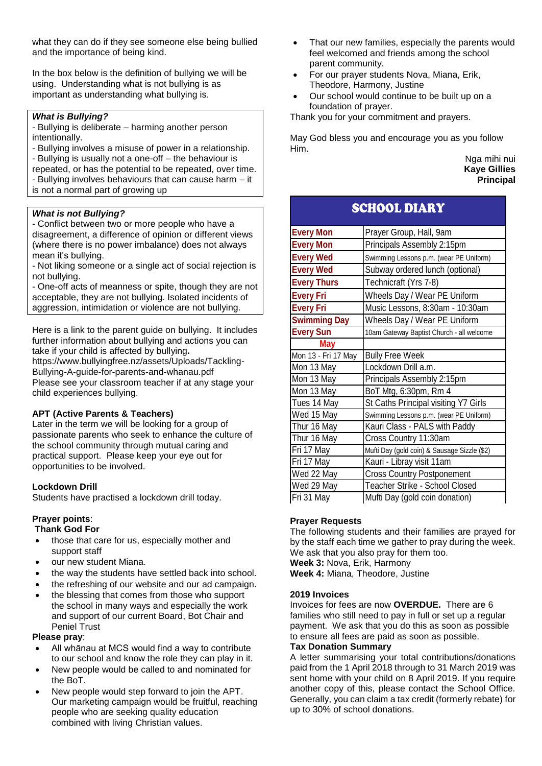what they can do if they see someone else being bullied and the importance of being kind.

In the box below is the definition of bullying we will be using. Understanding what is not bullying is as important as understanding what bullying is.

***What is Bullying?***
- Bullying is deliberate – harming another person intentionally.
- Bullying involves a misuse of power in a relationship.
- Bullying is usually not a one-off – the behaviour is repeated, or has the potential to be repeated, over time.
- Bullying involves behaviours that can cause harm – it is not a normal part of growing up

***What is not Bullying?***
- Conflict between two or more people who have a disagreement, a difference of opinion or different views (where there is no power imbalance) does not always mean it's bullying.
- Not liking someone or a single act of social rejection is not bullying.
- One-off acts of meanness or spite, though they are not acceptable, they are not bullying. Isolated incidents of aggression, intimidation or violence are not bullying.

Here is a link to the parent guide on bullying. It includes further information about bullying and actions you can take if your child is affected by bullying**.**
https://www.bullyingfree.nz/assets/Uploads/Tackling-Bullying-A-guide-for-parents-and-whanau.pdf
Please see your classroom teacher if at any stage your child experiences bullying.

**APT (Active Parents & Teachers)**
Later in the term we will be looking for a group of passionate parents who seek to enhance the culture of the school community through mutual caring and practical support. Please keep your eye out for opportunities to be involved.

**Lockdown Drill**
Students have practised a lockdown drill today.

**Prayer points**:
**Thank God For**

- those that care for us, especially mother and support staff
- our new student Miana.
- the way the students have settled back into school.
- the refreshing of our website and our ad campaign.
- the blessing that comes from those who support the school in many ways and especially the work and support of our current Board, Bot Chair and Peniel Trust

**Please pray**:

- All whānau at MCS would find a way to contribute to our school and know the role they can play in it.
- New people would be called to and nominated for the BoT.
- New people would step forward to join the APT. Our marketing campaign would be fruitful, reaching people who are seeking quality education combined with living Christian values.
- That our new families, especially the parents would feel welcomed and friends among the school parent community.
- For our prayer students Nova, Miana, Erik, Theodore, Harmony, Justine
- Our school would continue to be built up on a foundation of prayer.

Thank you for your commitment and prayers.

May God bless you and encourage you as you follow Him.

Nga mihi nui
**Kaye Gillies**
**Principal**

## SCHOOL DIARY

| | |
|---|---|
| **Every Mon** | Prayer Group, Hall, 9am |
| **Every Mon** | Principals Assembly 2:15pm |
| **Every Wed** | Swimming Lessons p.m. (wear PE Uniform) |
| **Every Wed** | Subway ordered lunch (optional) |
| **Every Thurs** | Technicraft (Yrs 7-8) |
| **Every Fri** | Wheels Day / Wear PE Uniform |
| **Every Fri** | Music Lessons, 8:30am - 10:30am |
| **Swimming Day** | Wheels Day / Wear PE Uniform |
| **Every Sun** | 10am Gateway Baptist Church - all welcome |
| **May** | |
| Mon 13 - Fri 17 May | Bully Free Week |
| Mon 13 May | Lockdown Drill a.m. |
| Mon 13 May | Principals Assembly 2:15pm |
| Mon 13 May | BoT Mtg, 6:30pm, Rm 4 |
| Tues 14 May | St Caths Principal visiting Y7 Girls |
| Wed 15 May | Swimming Lessons p.m. (wear PE Uniform) |
| Thur 16 May | Kauri Class - PALS with Paddy |
| Thur 16 May | Cross Country 11:30am |
| Fri 17 May | Mufti Day (gold coin) & Sausage Sizzle ($2) |
| Fri 17 May | Kauri - Library visit 11am |
| Wed 22 May | Cross Country Postponement |
| Wed 29 May | Teacher Strike - School Closed |
| Fri 31 May | Mufti Day (gold coin donation) |

**Prayer Requests**
The following students and their families are prayed for by the staff each time we gather to pray during the week. We ask that you also pray for them too.
**Week 3:** Nova, Erik, Harmony
**Week 4:** Miana, Theodore, Justine

**2019 Invoices**
Invoices for fees are now **OVERDUE.** There are 6 families who still need to pay in full or set up a regular payment. We ask that you do this as soon as possible to ensure all fees are paid as soon as possible.

**Tax Donation Summary**
A letter summarising your total contributions/donations paid from the 1 April 2018 through to 31 March 2019 was sent home with your child on 8 April 2019. If you require another copy of this, please contact the School Office. Generally, you can claim a tax credit (formerly rebate) for up to 30% of school donations.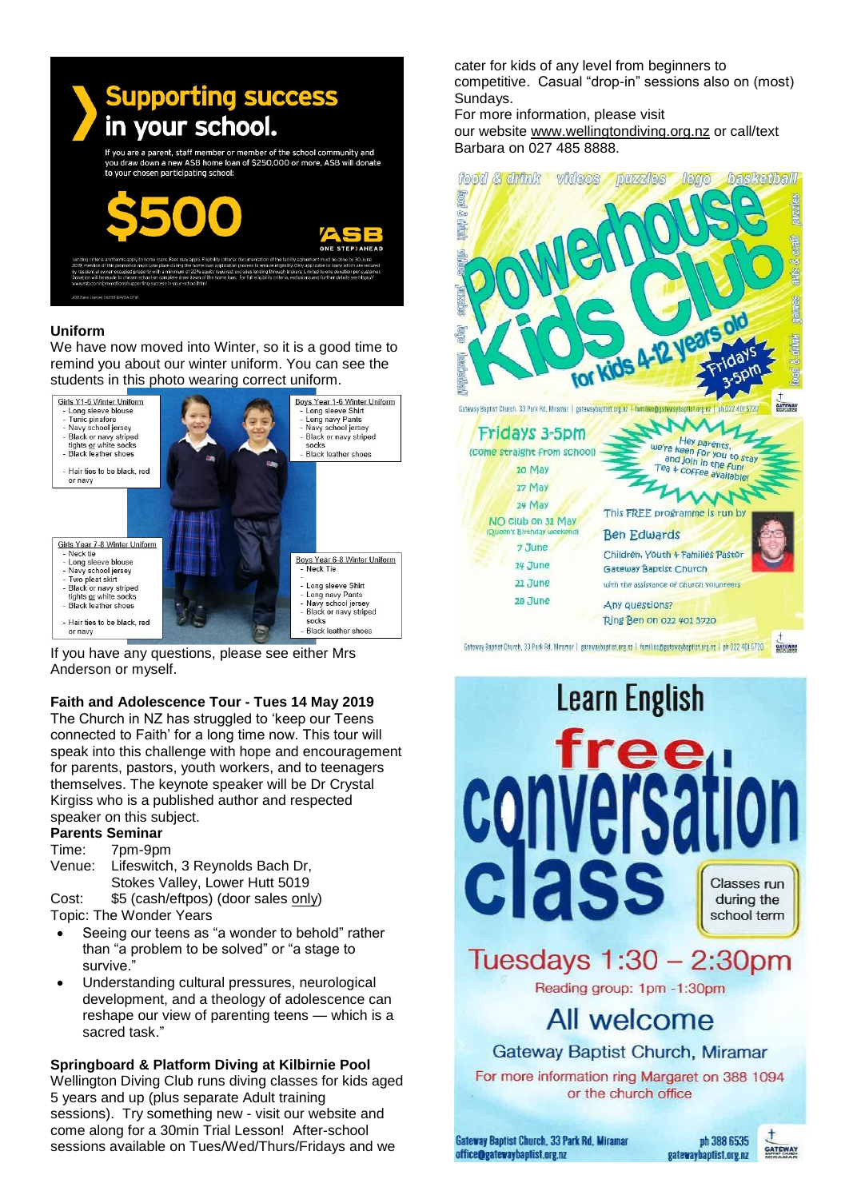## Supporting success in your school.

If you are a parent, staff member or member of the school community and you draw down a new ASB home loan of $250,000 or more, ASB will donate to your chosen participating school:

**$500**

ASB ONE STEP AHEAD

### Uniform

We have now moved into Winter, so it is a good time to remind you about our winter uniform. You can see the students in this photo wearing correct uniform.

**Girls Y1-6 Winter Uniform**
- Long sleeve blouse
- Tunic pinafore
- Navy school jersey
- Black or navy striped tights or white socks
- Black leather shoes

- Hair ties to be black, red or navy

**Boys Year 1-6 Winter Uniform**
- Long sleeve Shirt
- Long navy Pants
- Navy school jersey
- Black or navy striped socks
- Black leather shoes

**Girls Year 7-8 Winter Uniform**
- Neck tie
- Long sleeve blouse
- Navy school jersey
- Two pleat skirt
- Black or navy striped tights or white socks
- Black leather shoes

- Hair ties to be black, red or navy

**Boys Year 6-8 Winter Uniform**
- Neck Tie
-
- Long sleeve Shirt
- Long navy Pants
- Navy school jersey
- Black or navy striped socks
- Black leather shoes

If you have any questions, please see either Mrs Anderson or myself.

### Faith and Adolescence Tour - Tues 14 May 2019

The Church in NZ has struggled to 'keep our Teens connected to Faith' for a long time now. This tour will speak into this challenge with hope and encouragement for parents, pastors, youth workers, and to teenagers themselves. The keynote speaker will be Dr Crystal Kirgiss who is a published author and respected speaker on this subject.

**Parents Seminar**

Time: 7pm-9pm
Venue: Lifeswitch, 3 Reynolds Bach Dr, Stokes Valley, Lower Hutt 5019
Cost: $5 (cash/eftpos) (door sales only)
Topic: The Wonder Years

- Seeing our teens as "a wonder to behold" rather than "a problem to be solved" or "a stage to survive."
- Understanding cultural pressures, neurological development, and a theology of adolescence can reshape our view of parenting teens — which is a sacred task."

### Springboard & Platform Diving at Kilbirnie Pool

Wellington Diving Club runs diving classes for kids aged 5 years and up (plus separate Adult training sessions). Try something new - visit our website and come along for a 30min Trial Lesson! After-school sessions available on Tues/Wed/Thurs/Fridays and we cater for kids of any level from beginners to competitive. Casual "drop-in" sessions also on (most) Sundays.
For more information, please visit our website www.wellingtondiving.org.nz or call/text Barbara on 027 485 8888.

## Powerhouse Kids Club

for kids 4-12 years old — Fridays 3-5pm

food & drink · videos · puzzles · lego · basketball · arts & craft · games

**Fridays 3-5pm** (come straight from school)

- 10 May
- 17 May
- 24 May
- NO club on 31 May (Queen's Birthday weekend)
- 7 June
- 14 June
- 21 June
- 28 June

Hey parents, we're keen for you to stay and join in the fun! Tea + coffee available!

This FREE programme is run by Ben Edwards, Children, Youth + Families Pastor, Gateway Baptist Church, with the assistance of church volunteers.

Any questions? Ring Ben on 022 401 5720

Gateway Baptist Church, 33 Park Rd, Miramar | gatewaybaptist.org.nz | families@gatewaybaptist.org.nz | ph 022 401 5720

## Learn English free conversation class

Classes run during the school term

**Tuesdays 1:30 – 2:30pm**

Reading group: 1pm -1:30pm

All welcome

Gateway Baptist Church, Miramar

For more information ring Margaret on 388 1094 or the church office

Gateway Baptist Church, 33 Park Rd, Miramar · office@gatewaybaptist.org.nz · ph 388 6535 · gatewaybaptist.org.nz